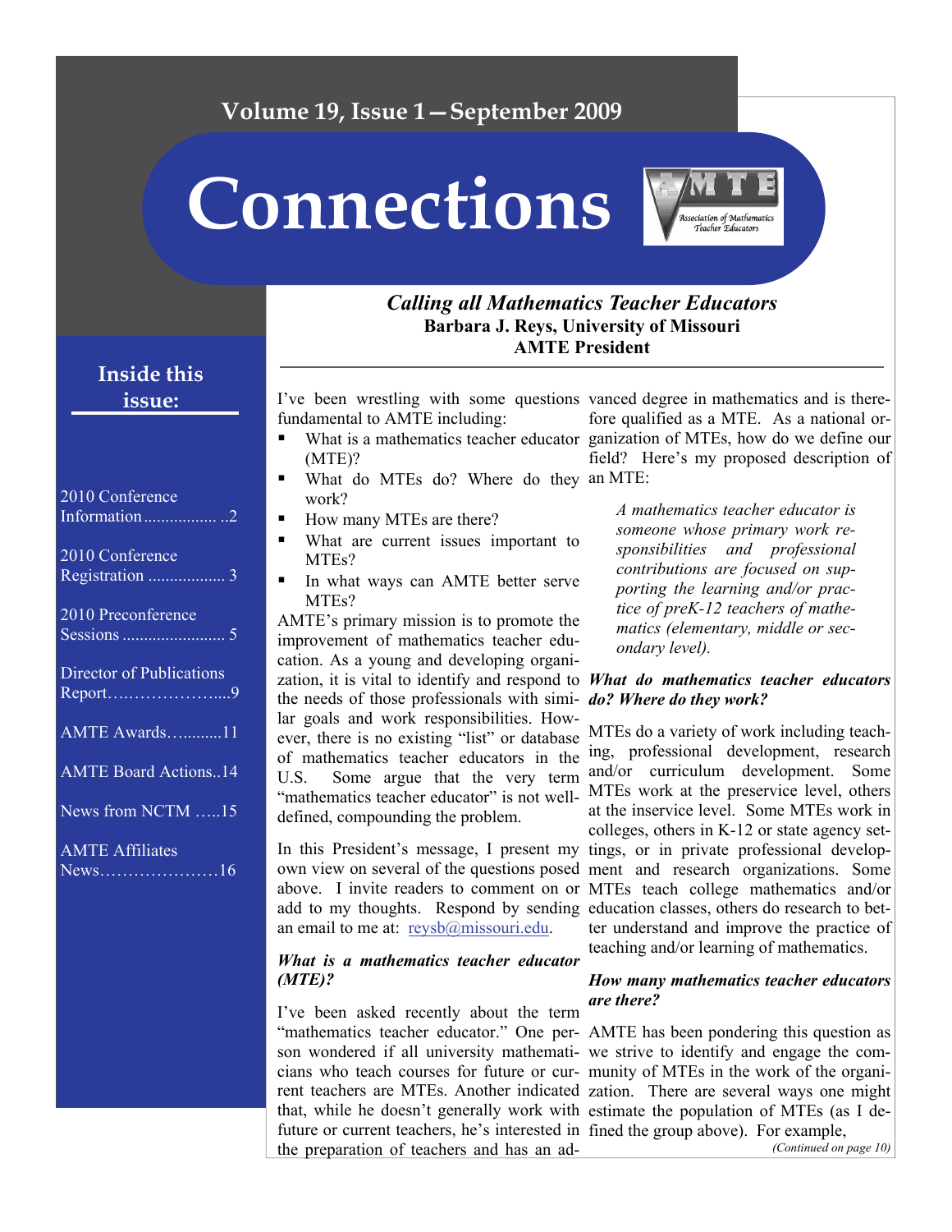# Connections

Volume 19, Issue 1—September 2009

## Inside this issue:

- 2010 Conference Information ..2
- 2010 Conference Registration .... 3
- 2010 Preconference Sessions .... 5
- Director of Publications Report....9
- AMTE Awards.....11
- AMTE Board Actions..14
- News from NCTM .....15
- AMTE Affiliates News.....16

## *Calling all Mathematics Teacher Educators*

**Barbara J. Reys, University of Missouri**
**AMTE President**

I've been wrestling with some questions fundamental to AMTE including:

- What is a mathematics teacher educator (MTE)?
- What do MTEs do? Where do they work?
- How many MTEs are there?
- What are current issues important to MTEs?
- In what ways can AMTE better serve MTEs?

AMTE's primary mission is to promote the improvement of mathematics teacher education. As a young and developing organization, it is vital to identify and respond to the needs of those professionals with similar goals and work responsibilities. However, there is no existing "list" or database of mathematics teacher educators in the U.S. Some argue that the very term "mathematics teacher educator" is not well-defined, compounding the problem.

In this President's message, I present my own view on several of the questions posed above. I invite readers to comment on or add to my thoughts. Respond by sending an email to me at: reysb@missouri.edu.

### *What is a mathematics teacher educator (MTE)?*

I've been asked recently about the term "mathematics teacher educator." One person wondered if all university mathematicians who teach courses for future or current teachers are MTEs. Another indicated that, while he doesn't generally work with future or current teachers, he's interested in the preparation of teachers and has an advanced degree in mathematics and is therefore qualified as a MTE. As a national organization of MTEs, how do we define our field? Here's my proposed description of an MTE:

> *A mathematics teacher educator is someone whose primary work responsibilities and professional contributions are focused on supporting the learning and/or practice of preK-12 teachers of mathematics (elementary, middle or secondary level).*

### *What do mathematics teacher educators do? Where do they work?*

MTEs do a variety of work including teaching, professional development, research and/or curriculum development. Some MTEs work at the preservice level, others at the inservice level. Some MTEs work in colleges, others in K-12 or state agency settings, or in private professional development and research organizations. Some MTEs teach college mathematics and/or education classes, others do research to better understand and improve the practice of teaching and/or learning of mathematics.

### *How many mathematics teacher educators are there?*

AMTE has been pondering this question as we strive to identify and engage the community of MTEs in the work of the organization. There are several ways one might estimate the population of MTEs (as I defined the group above). For example,

*(Continued on page 10)*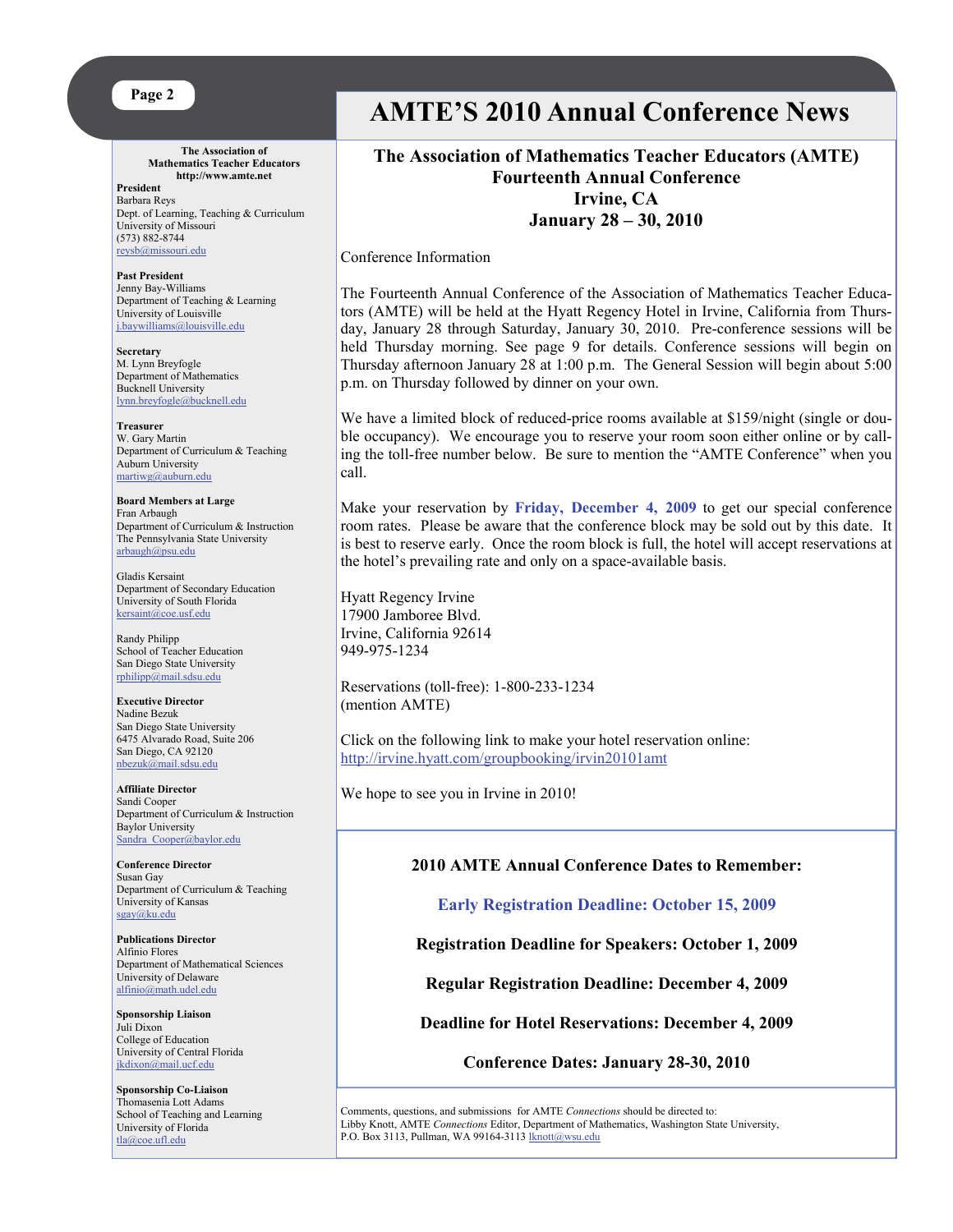# AMTE'S 2010 Annual Conference News

**The Association of Mathematics Teacher Educators**
**http://www.amte.net**

**President**
Barbara Reys
Dept. of Learning, Teaching & Curriculum
University of Missouri
(573) 882-8744
reysb@missouri.edu

**Past President**
Jenny Bay-Williams
Department of Teaching & Learning
University of Louisville
j.baywilliams@louisville.edu

**Secretary**
M. Lynn Breyfogle
Department of Mathematics
Bucknell University
lynn.breyfogle@bucknell.edu

**Treasurer**
W. Gary Martin
Department of Curriculum & Teaching
Auburn University
martiwg@auburn.edu

**Board Members at Large**
Fran Arbaugh
Department of Curriculum & Instruction
The Pennsylvania State University
arbaugh@psu.edu

Gladis Kersaint
Department of Secondary Education
University of South Florida
kersaint@coe.usf.edu

Randy Philipp
School of Teacher Education
San Diego State University
rphilipp@mail.sdsu.edu

**Executive Director**
Nadine Bezuk
San Diego State University
6475 Alvarado Road, Suite 206
San Diego, CA 92120
nbezuk@mail.sdsu.edu

**Affiliate Director**
Sandi Cooper
Department of Curriculum & Instruction
Baylor University
Sandra_Cooper@baylor.edu

**Conference Director**
Susan Gay
Department of Curriculum & Teaching
University of Kansas
sgay@ku.edu

**Publications Director**
Alfinio Flores
Department of Mathematical Sciences
University of Delaware
alfinio@math.udel.edu

**Sponsorship Liaison**
Juli Dixon
College of Education
University of Central Florida
jkdixon@mail.ucf.edu

**Sponsorship Co-Liaison**
Thomasenia Lott Adams
School of Teaching and Learning
University of Florida
tla@coe.ufl.edu

## The Association of Mathematics Teacher Educators (AMTE) Fourteenth Annual Conference Irvine, CA January 28 – 30, 2010

Conference Information

The Fourteenth Annual Conference of the Association of Mathematics Teacher Educators (AMTE) will be held at the Hyatt Regency Hotel in Irvine, California from Thursday, January 28 through Saturday, January 30, 2010. Pre-conference sessions will be held Thursday morning. See page 9 for details. Conference sessions will begin on Thursday afternoon January 28 at 1:00 p.m. The General Session will begin about 5:00 p.m. on Thursday followed by dinner on your own.

We have a limited block of reduced-price rooms available at $159/night (single or double occupancy). We encourage you to reserve your room soon either online or by calling the toll-free number below. Be sure to mention the "AMTE Conference" when you call.

Make your reservation by **Friday, December 4, 2009** to get our special conference room rates. Please be aware that the conference block may be sold out by this date. It is best to reserve early. Once the room block is full, the hotel will accept reservations at the hotel's prevailing rate and only on a space-available basis.

Hyatt Regency Irvine
17900 Jamboree Blvd.
Irvine, California 92614
949-975-1234

Reservations (toll-free): 1-800-233-1234
(mention AMTE)

Click on the following link to make your hotel reservation online:
http://irvine.hyatt.com/groupbooking/irvin20101amt

We hope to see you in Irvine in 2010!

**2010 AMTE Annual Conference Dates to Remember:**

**Early Registration Deadline: October 15, 2009**

**Registration Deadline for Speakers: October 1, 2009**

**Regular Registration Deadline: December 4, 2009**

**Deadline for Hotel Reservations: December 4, 2009**

**Conference Dates: January 28-30, 2010**

Comments, questions, and submissions for AMTE *Connections* should be directed to:
Libby Knott, AMTE *Connections* Editor, Department of Mathematics, Washington State University, P.O. Box 3113, Pullman, WA 99164-3113 lknott@wsu.edu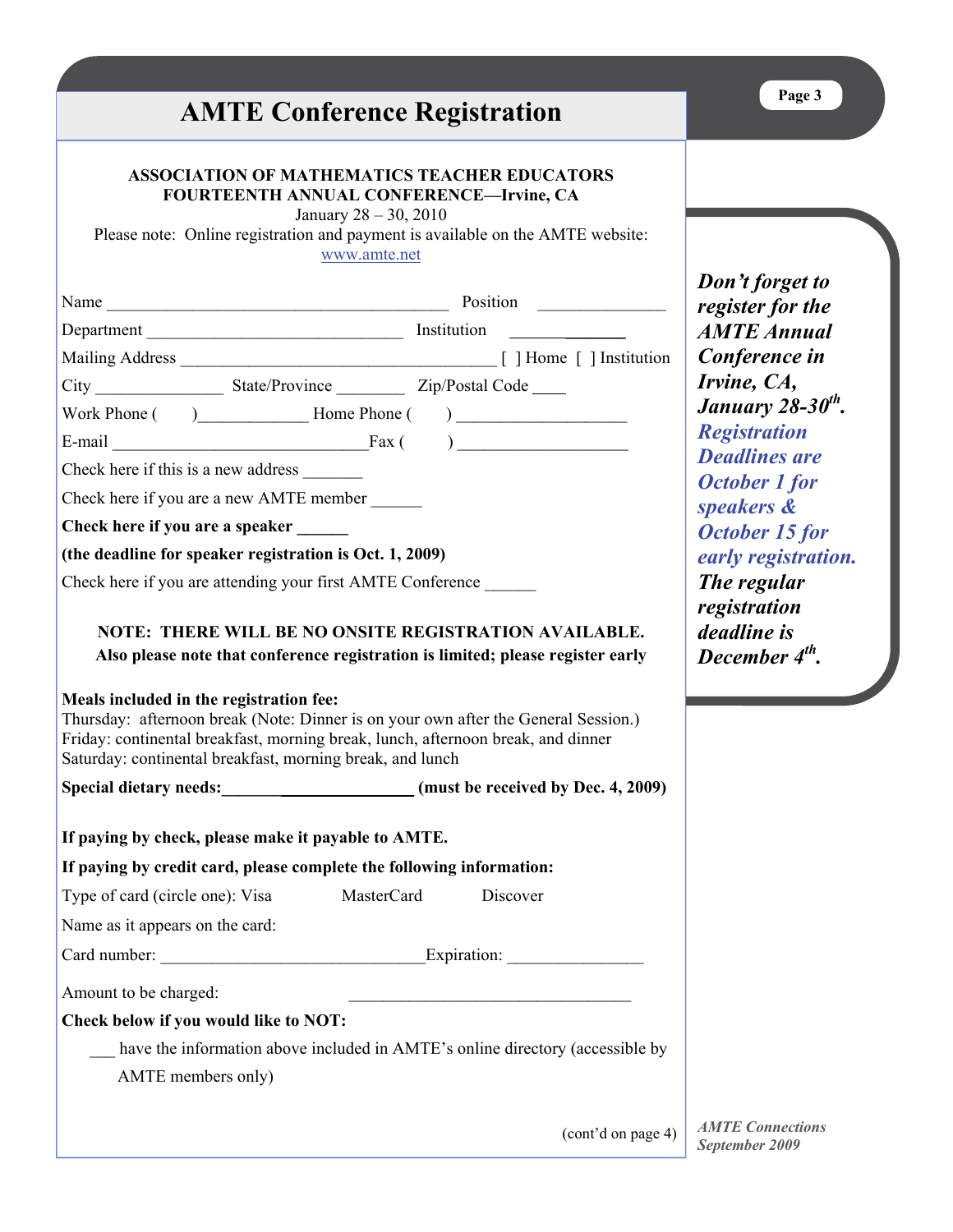# AMTE Conference Registration

**ASSOCIATION OF MATHEMATICS TEACHER EDUCATORS**
**FOURTEENTH ANNUAL CONFERENCE—Irvine, CA**
January 28 – 30, 2010
Please note: Online registration and payment is available on the AMTE website: www.amte.net

Name ________________________________________ Position _______________

Department ______________________________ Institution _____________

Mailing Address _____________________________________ [ ] Home [ ] Institution

City _______________ State/Province ________ Zip/Postal Code ____

Work Phone ( )____________ Home Phone ( ) ___________________

E-mail ______________________________Fax ( ) ___________________

Check here if this is a new address _______

Check here if you are a new AMTE member ______

**Check here if you are a speaker ______**

**(the deadline for speaker registration is Oct. 1, 2009)**

Check here if you are attending your first AMTE Conference ______

**NOTE: THERE WILL BE NO ONSITE REGISTRATION AVAILABLE.**
**Also please note that conference registration is limited; please register early**

**Meals included in the registration fee:**
Thursday: afternoon break (Note: Dinner is on your own after the General Session.)
Friday: continental breakfast, morning break, lunch, afternoon break, and dinner
Saturday: continental breakfast, morning break, and lunch

**Special dietary needs:________________________ (must be received by Dec. 4, 2009)**

**If paying by check, please make it payable to AMTE.**

**If paying by credit card, please complete the following information:**

Type of card (circle one): Visa MasterCard Discover

Name as it appears on the card:

Card number: ______________________________Expiration: ________________

Amount to be charged: _________________________________

**Check below if you would like to NOT:**

___ have the information above included in AMTE's online directory (accessible by AMTE members only)

(cont'd on page 4)

***Don't forget to register for the AMTE Annual Conference in Irvine, CA, January 28-30th. Registration Deadlines are October 1 for speakers & October 15 for early registration. The regular registration deadline is December 4th.***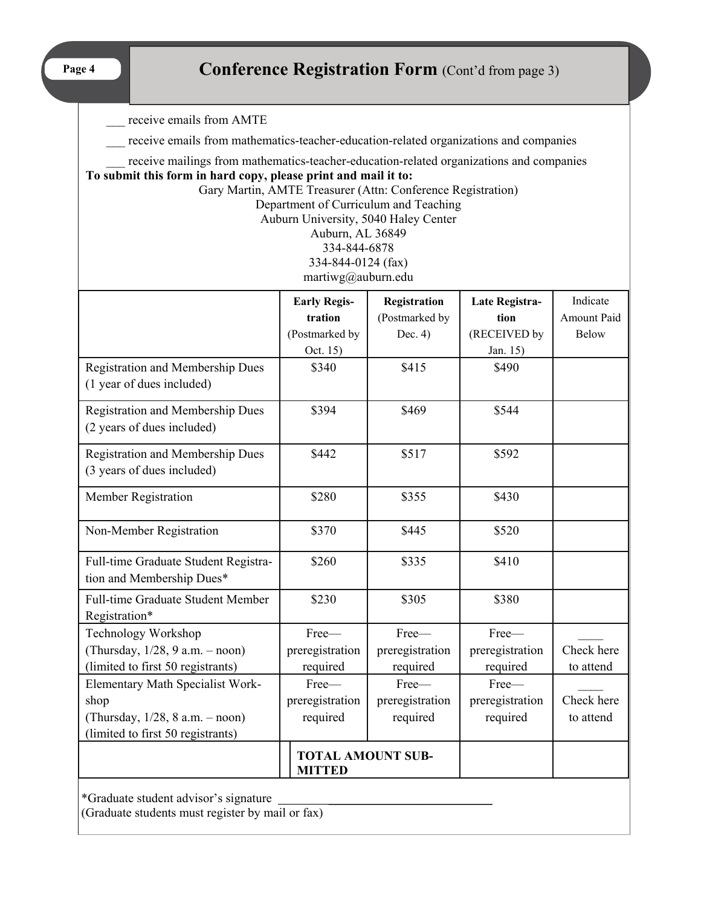# Conference Registration Form (Cont'd from page 3)

___ receive emails from AMTE

___ receive emails from mathematics-teacher-education-related organizations and companies

___ receive mailings from mathematics-teacher-education-related organizations and companies

**To submit this form in hard copy, please print and mail it to:**

Gary Martin, AMTE Treasurer (Attn: Conference Registration)
Department of Curriculum and Teaching
Auburn University, 5040 Haley Center
Auburn, AL 36849
334-844-6878
334-844-0124 (fax)
martiwg@auburn.edu

| | **Early Registration** (Postmarked by Oct. 15) | **Registration** (Postmarked by Dec. 4) | **Late Registration** (RECEIVED by Jan. 15) | Indicate Amount Paid Below |
|---|---|---|---|---|
| Registration and Membership Dues (1 year of dues included) | $340 | $415 | $490 | |
| Registration and Membership Dues (2 years of dues included) | $394 | $469 | $544 | |
| Registration and Membership Dues (3 years of dues included) | $442 | $517 | $592 | |
| Member Registration | $280 | $355 | $430 | |
| Non-Member Registration | $370 | $445 | $520 | |
| Full-time Graduate Student Registration and Membership Dues* | $260 | $335 | $410 | |
| Full-time Graduate Student Member Registration* | $230 | $305 | $380 | |
| Technology Workshop (Thursday, 1/28, 9 a.m. – noon) (limited to first 50 registrants) | Free—preregistration required | Free—preregistration required | Free—preregistration required | ____ Check here to attend |
| Elementary Math Specialist Workshop (Thursday, 1/28, 8 a.m. – noon) (limited to first 50 registrants) | Free—preregistration required | Free—preregistration required | Free—preregistration required | ____ Check here to attend |
| | **TOTAL AMOUNT SUBMITTED** | | | |

*Graduate student advisor's signature ________________________________
(Graduate students must register by mail or fax)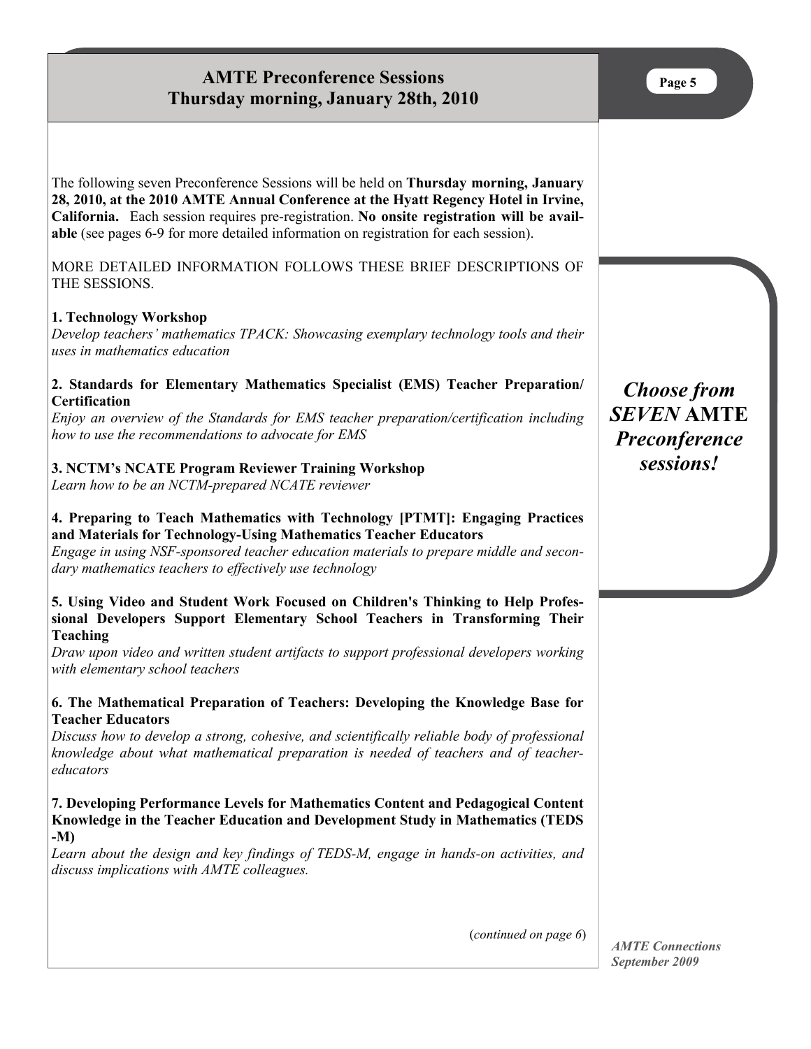# AMTE Preconference Sessions
## Thursday morning, January 28th, 2010

The following seven Preconference Sessions will be held on **Thursday morning, January 28, 2010, at the 2010 AMTE Annual Conference at the Hyatt Regency Hotel in Irvine, California.** Each session requires pre-registration. **No onsite registration will be available** (see pages 6-9 for more detailed information on registration for each session).

MORE DETAILED INFORMATION FOLLOWS THESE BRIEF DESCRIPTIONS OF THE SESSIONS.

**1. Technology Workshop**
*Develop teachers' mathematics TPACK: Showcasing exemplary technology tools and their uses in mathematics education*

**2. Standards for Elementary Mathematics Specialist (EMS) Teacher Preparation/ Certification**
*Enjoy an overview of the Standards for EMS teacher preparation/certification including how to use the recommendations to advocate for EMS*

**3. NCTM's NCATE Program Reviewer Training Workshop**
*Learn how to be an NCTM-prepared NCATE reviewer*

**4. Preparing to Teach Mathematics with Technology [PTMT]: Engaging Practices and Materials for Technology-Using Mathematics Teacher Educators**
*Engage in using NSF-sponsored teacher education materials to prepare middle and secondary mathematics teachers to effectively use technology*

**5. Using Video and Student Work Focused on Children's Thinking to Help Professional Developers Support Elementary School Teachers in Transforming Their Teaching**
*Draw upon video and written student artifacts to support professional developers working with elementary school teachers*

**6. The Mathematical Preparation of Teachers: Developing the Knowledge Base for Teacher Educators**
*Discuss how to develop a strong, cohesive, and scientifically reliable body of professional knowledge about what mathematical preparation is needed of teachers and of teacher-educators*

**7. Developing Performance Levels for Mathematics Content and Pedagogical Content Knowledge in the Teacher Education and Development Study in Mathematics (TEDS-M)**
*Learn about the design and key findings of TEDS-M, engage in hands-on activities, and discuss implications with AMTE colleagues.*

(*continued on page 6*)

***Choose from SEVEN* AMTE *Preconference sessions!***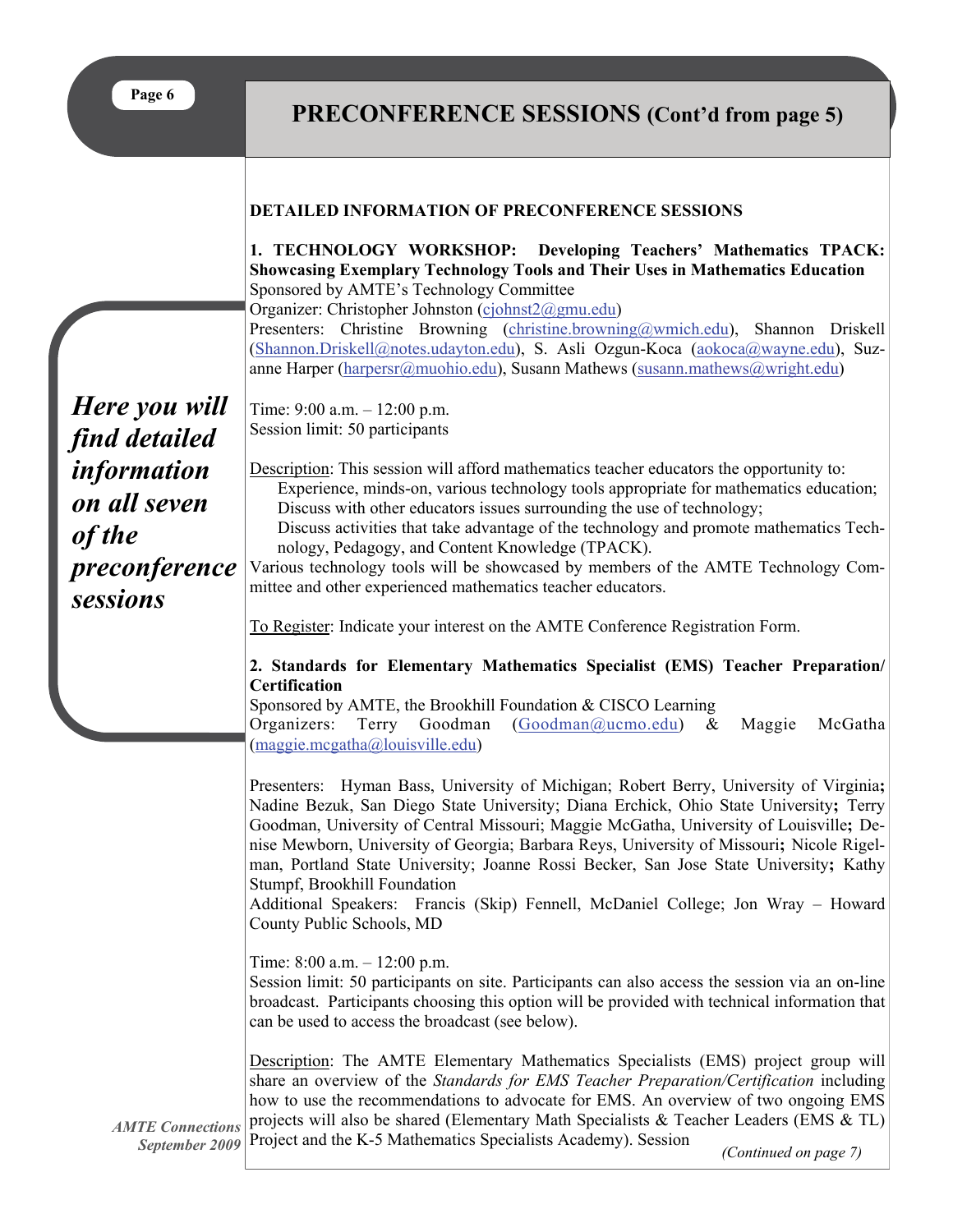# PRECONFERENCE SESSIONS (Cont'd from page 5)

*Here you will find detailed information on all seven of the preconference sessions*

**DETAILED INFORMATION OF PRECONFERENCE SESSIONS**

**1. TECHNOLOGY WORKSHOP: Developing Teachers' Mathematics TPACK: Showcasing Exemplary Technology Tools and Their Uses in Mathematics Education**
Sponsored by AMTE's Technology Committee
Organizer: Christopher Johnston (cjohnst2@gmu.edu)
Presenters: Christine Browning (christine.browning@wmich.edu), Shannon Driskell (Shannon.Driskell@notes.udayton.edu), S. Asli Ozgun-Koca (aokoca@wayne.edu), Suzanne Harper (harpersr@muohio.edu), Susann Mathews (susann.mathews@wright.edu)

Time: 9:00 a.m. – 12:00 p.m.
Session limit: 50 participants

Description: This session will afford mathematics teacher educators the opportunity to:

- Experience, minds-on, various technology tools appropriate for mathematics education;
- Discuss with other educators issues surrounding the use of technology;
- Discuss activities that take advantage of the technology and promote mathematics Technology, Pedagogy, and Content Knowledge (TPACK).

Various technology tools will be showcased by members of the AMTE Technology Committee and other experienced mathematics teacher educators.

To Register: Indicate your interest on the AMTE Conference Registration Form.

**2. Standards for Elementary Mathematics Specialist (EMS) Teacher Preparation/ Certification**
Sponsored by AMTE, the Brookhill Foundation & CISCO Learning
Organizers: Terry Goodman (Goodman@ucmo.edu) & Maggie McGatha (maggie.mcgatha@louisville.edu)

Presenters: Hyman Bass, University of Michigan; Robert Berry, University of Virginia**;** Nadine Bezuk, San Diego State University; Diana Erchick, Ohio State University**;** Terry Goodman, University of Central Missouri; Maggie McGatha, University of Louisville**;** Denise Mewborn, University of Georgia; Barbara Reys, University of Missouri**;** Nicole Rigelman, Portland State University; Joanne Rossi Becker, San Jose State University**;** Kathy Stumpf, Brookhill Foundation
Additional Speakers: Francis (Skip) Fennell, McDaniel College; Jon Wray – Howard County Public Schools, MD

Time: 8:00 a.m. – 12:00 p.m.
Session limit: 50 participants on site. Participants can also access the session via an on-line broadcast. Participants choosing this option will be provided with technical information that can be used to access the broadcast (see below).

Description: The AMTE Elementary Mathematics Specialists (EMS) project group will share an overview of the *Standards for EMS Teacher Preparation/Certification* including how to use the recommendations to advocate for EMS. An overview of two ongoing EMS projects will also be shared (Elementary Math Specialists & Teacher Leaders (EMS & TL) Project and the K-5 Mathematics Specialists Academy). Session

*(Continued on page 7)*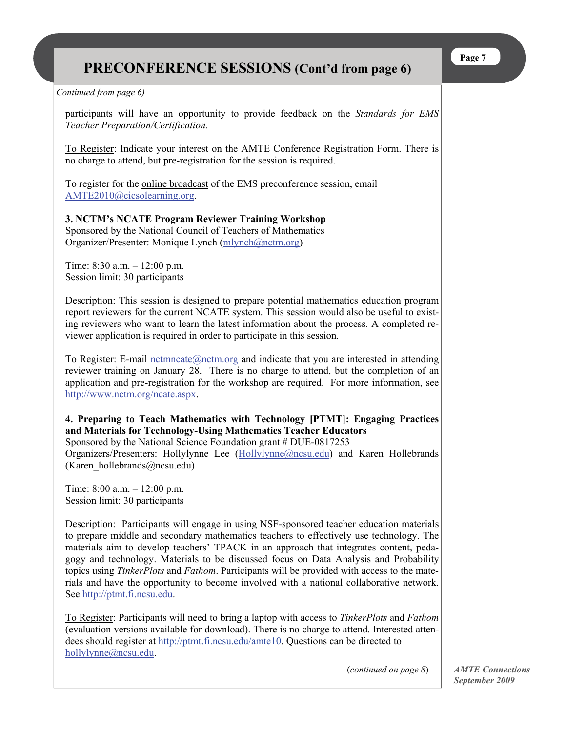# PRECONFERENCE SESSIONS (Cont'd from page 6)

*Continued from page 6)*

participants will have an opportunity to provide feedback on the *Standards for EMS Teacher Preparation/Certification.*

To Register: Indicate your interest on the AMTE Conference Registration Form. There is no charge to attend, but pre-registration for the session is required.

To register for the online broadcast of the EMS preconference session, email AMTE2010@cicsolearning.org.

**3. NCTM's NCATE Program Reviewer Training Workshop**
Sponsored by the National Council of Teachers of Mathematics
Organizer/Presenter: Monique Lynch (mlynch@nctm.org)

Time: 8:30 a.m. – 12:00 p.m.
Session limit: 30 participants

Description: This session is designed to prepare potential mathematics education program report reviewers for the current NCATE system. This session would also be useful to existing reviewers who want to learn the latest information about the process. A completed reviewer application is required in order to participate in this session.

To Register: E-mail nctmncate@nctm.org and indicate that you are interested in attending reviewer training on January 28. There is no charge to attend, but the completion of an application and pre-registration for the workshop are required. For more information, see http://www.nctm.org/ncate.aspx.

**4. Preparing to Teach Mathematics with Technology [PTMT]: Engaging Practices and Materials for Technology-Using Mathematics Teacher Educators**
Sponsored by the National Science Foundation grant # DUE-0817253
Organizers/Presenters: Hollylynne Lee (Hollylynne@ncsu.edu) and Karen Hollebrands (Karen_hollebrands@ncsu.edu)

Time: 8:00 a.m. – 12:00 p.m.
Session limit: 30 participants

Description: Participants will engage in using NSF-sponsored teacher education materials to prepare middle and secondary mathematics teachers to effectively use technology. The materials aim to develop teachers' TPACK in an approach that integrates content, pedagogy and technology. Materials to be discussed focus on Data Analysis and Probability topics using *TinkerPlots* and *Fathom*. Participants will be provided with access to the materials and have the opportunity to become involved with a national collaborative network. See http://ptmt.fi.ncsu.edu.

To Register: Participants will need to bring a laptop with access to *TinkerPlots* and *Fathom* (evaluation versions available for download). There is no charge to attend. Interested attendees should register at http://ptmt.fi.ncsu.edu/amte10. Questions can be directed to hollylynne@ncsu.edu.

(*continued on page 8*)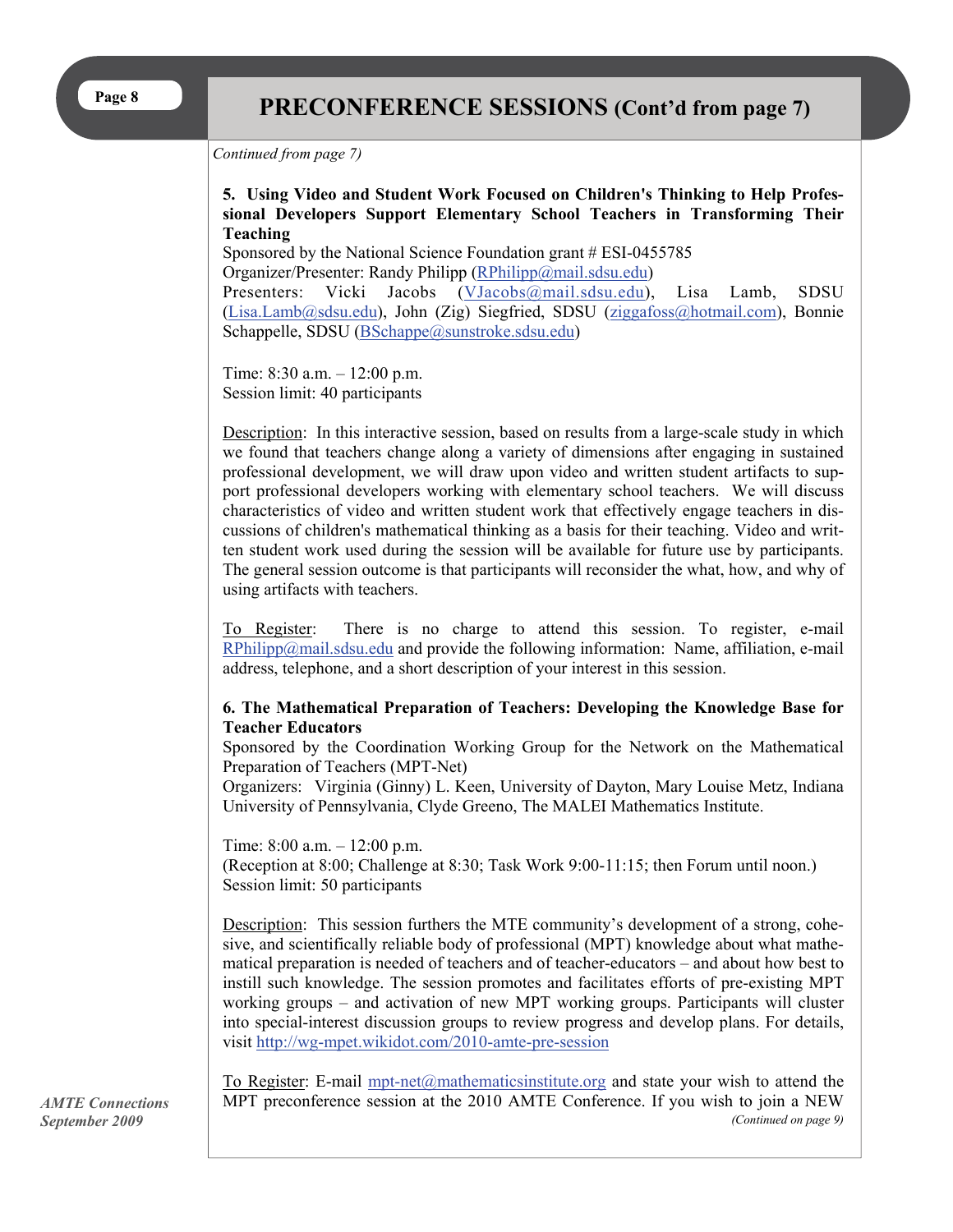# PRECONFERENCE SESSIONS (Cont'd from page 7)

*Continued from page 7)*

**5. Using Video and Student Work Focused on Children's Thinking to Help Professional Developers Support Elementary School Teachers in Transforming Their Teaching**

Sponsored by the National Science Foundation grant # ESI-0455785
Organizer/Presenter: Randy Philipp (RPhilipp@mail.sdsu.edu)
Presenters: Vicki Jacobs (VJacobs@mail.sdsu.edu), Lisa Lamb, SDSU (Lisa.Lamb@sdsu.edu), John (Zig) Siegfried, SDSU (ziggafoss@hotmail.com), Bonnie Schappelle, SDSU (BSchappe@sunstroke.sdsu.edu)

Time: 8:30 a.m. – 12:00 p.m.
Session limit: 40 participants

Description: In this interactive session, based on results from a large-scale study in which we found that teachers change along a variety of dimensions after engaging in sustained professional development, we will draw upon video and written student artifacts to support professional developers working with elementary school teachers. We will discuss characteristics of video and written student work that effectively engage teachers in discussions of children's mathematical thinking as a basis for their teaching. Video and written student work used during the session will be available for future use by participants. The general session outcome is that participants will reconsider the what, how, and why of using artifacts with teachers.

To Register: There is no charge to attend this session. To register, e-mail RPhilipp@mail.sdsu.edu and provide the following information: Name, affiliation, e-mail address, telephone, and a short description of your interest in this session.

**6. The Mathematical Preparation of Teachers: Developing the Knowledge Base for Teacher Educators**

Sponsored by the Coordination Working Group for the Network on the Mathematical Preparation of Teachers (MPT-Net)
Organizers: Virginia (Ginny) L. Keen, University of Dayton, Mary Louise Metz, Indiana University of Pennsylvania, Clyde Greeno, The MALEI Mathematics Institute.

Time: 8:00 a.m. – 12:00 p.m.
(Reception at 8:00; Challenge at 8:30; Task Work 9:00-11:15; then Forum until noon.)
Session limit: 50 participants

Description: This session furthers the MTE community's development of a strong, cohesive, and scientifically reliable body of professional (MPT) knowledge about what mathematical preparation is needed of teachers and of teacher-educators – and about how best to instill such knowledge. The session promotes and facilitates efforts of pre-existing MPT working groups – and activation of new MPT working groups. Participants will cluster into special-interest discussion groups to review progress and develop plans. For details, visit http://wg-mpet.wikidot.com/2010-amte-pre-session

To Register: E-mail mpt-net@mathematicsinstitute.org and state your wish to attend the MPT preconference session at the 2010 AMTE Conference. If you wish to join a NEW

*(Continued on page 9)*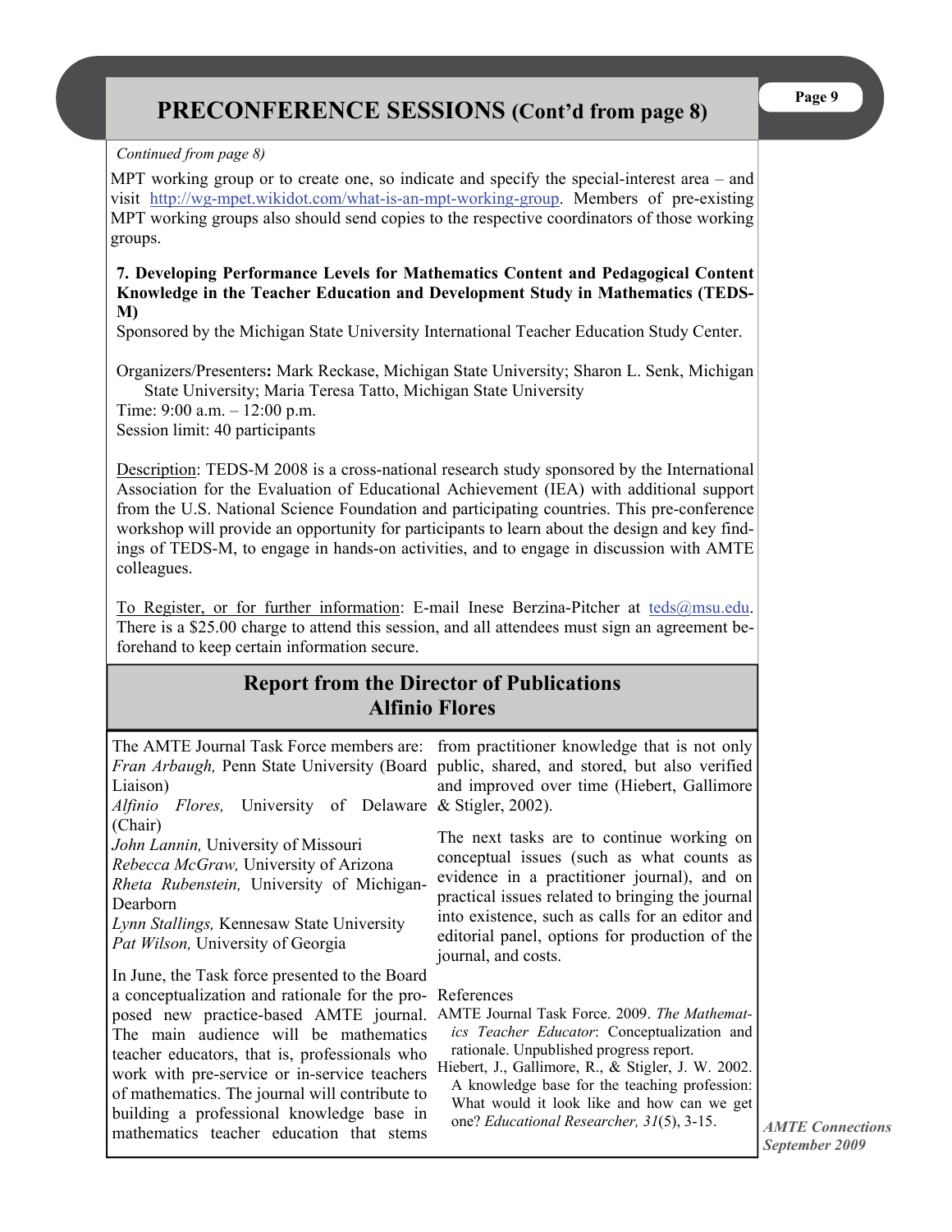# PRECONFERENCE SESSIONS (Cont'd from page 8)

*Continued from page 8)*

MPT working group or to create one, so indicate and specify the special-interest area – and visit http://wg-mpet.wikidot.com/what-is-an-mpt-working-group. Members of pre-existing MPT working groups also should send copies to the respective coordinators of those working groups.

**7. Developing Performance Levels for Mathematics Content and Pedagogical Content Knowledge in the Teacher Education and Development Study in Mathematics (TEDS-M)**

Sponsored by the Michigan State University International Teacher Education Study Center.

Organizers/Presenters**:** Mark Reckase, Michigan State University; Sharon L. Senk, Michigan State University; Maria Teresa Tatto, Michigan State University

Time: 9:00 a.m. – 12:00 p.m.

Session limit: 40 participants

Description: TEDS-M 2008 is a cross-national research study sponsored by the International Association for the Evaluation of Educational Achievement (IEA) with additional support from the U.S. National Science Foundation and participating countries. This pre-conference workshop will provide an opportunity for participants to learn about the design and key findings of TEDS-M, to engage in hands-on activities, and to engage in discussion with AMTE colleagues.

To Register, or for further information: E-mail Inese Berzina-Pitcher at teds@msu.edu. There is a $25.00 charge to attend this session, and all attendees must sign an agreement beforehand to keep certain information secure.

## Report from the Director of Publications
## Alfinio Flores

The AMTE Journal Task Force members are:

*Fran Arbaugh,* Penn State University (Board Liaison)
*Alfinio Flores,* University of Delaware (Chair)
*John Lannin,* University of Missouri
*Rebecca McGraw,* University of Arizona
*Rheta Rubenstein,* University of Michigan-Dearborn
*Lynn Stallings,* Kennesaw State University
*Pat Wilson,* University of Georgia

In June, the Task force presented to the Board a conceptualization and rationale for the proposed new practice-based AMTE journal. The main audience will be mathematics teacher educators, that is, professionals who work with pre-service or in-service teachers of mathematics. The journal will contribute to building a professional knowledge base in mathematics teacher education that stems from practitioner knowledge that is not only public, shared, and stored, but also verified and improved over time (Hiebert, Gallimore & Stigler, 2002).

The next tasks are to continue working on conceptual issues (such as what counts as evidence in a practitioner journal), and on practical issues related to bringing the journal into existence, such as calls for an editor and editorial panel, options for production of the journal, and costs.

References

AMTE Journal Task Force. 2009. *The Mathematics Teacher Educator*: Conceptualization and rationale. Unpublished progress report.

Hiebert, J., Gallimore, R., & Stigler, J. W. 2002. A knowledge base for the teaching profession: What would it look like and how can we get one? *Educational Researcher, 31*(5), 3-15.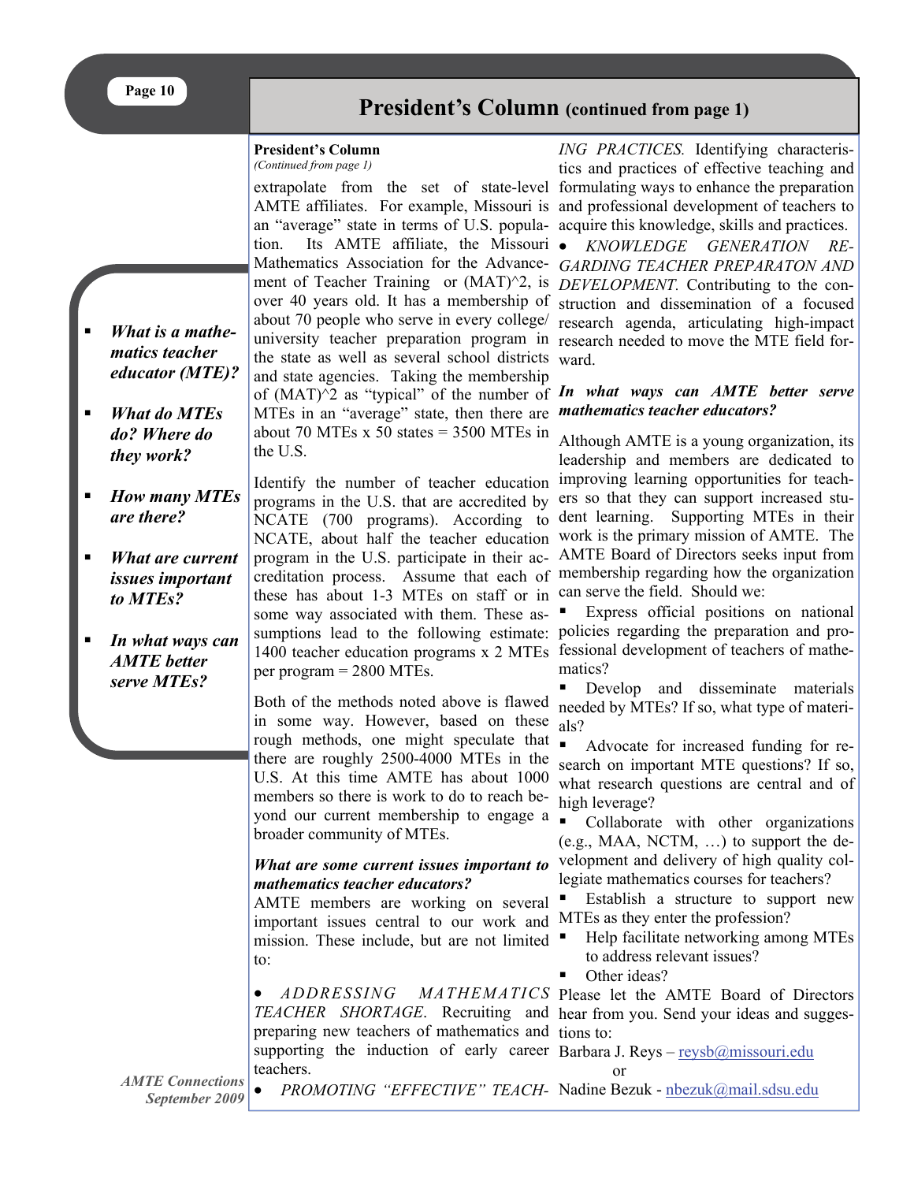# President's Column (continued from page 1)

- *What is a mathematics teacher educator (MTE)?*
- *What do MTEs do? Where do they work?*
- *How many MTEs are there?*
- *What are current issues important to MTEs?*
- *In what ways can AMTE better serve MTEs?*

**President's Column**
*(Continued from page 1)*

extrapolate from the set of state-level AMTE affiliates. For example, Missouri is an "average" state in terms of U.S. population. Its AMTE affiliate, the Missouri Mathematics Association for the Advancement of Teacher Training or (MAT)^2, is over 40 years old. It has a membership of about 70 people who serve in every college/ university teacher preparation program in the state as well as several school districts and state agencies. Taking the membership of (MAT)^2 as "typical" of the number of MTEs in an "average" state, then there are about 70 MTEs x 50 states = 3500 MTEs in the U.S.

Identify the number of teacher education programs in the U.S. that are accredited by NCATE (700 programs). According to NCATE, about half the teacher education program in the U.S. participate in their accreditation process. Assume that each of these has about 1-3 MTEs on staff or in some way associated with them. These assumptions lead to the following estimate: 1400 teacher education programs x 2 MTEs per program = 2800 MTEs.

Both of the methods noted above is flawed in some way. However, based on these rough methods, one might speculate that there are roughly 2500-4000 MTEs in the U.S. At this time AMTE has about 1000 members so there is work to do to reach beyond our current membership to engage a broader community of MTEs.

***What are some current issues important to mathematics teacher educators?***

AMTE members are working on several important issues central to our work and mission. These include, but are not limited to:

- *ADDRESSING MATHEMATICS TEACHER SHORTAGE*. Recruiting and preparing new teachers of mathematics and supporting the induction of early career teachers.
- *PROMOTING "EFFECTIVE" TEACHING PRACTICES.* Identifying characteristics and practices of effective teaching and formulating ways to enhance the preparation and professional development of teachers to acquire this knowledge, skills and practices.
- *KNOWLEDGE GENERATION REGARDING TEACHER PREPARATON AND DEVELOPMENT.* Contributing to the construction and dissemination of a focused research agenda, articulating high-impact research needed to move the MTE field forward.

***In what ways can AMTE better serve mathematics teacher educators?***

Although AMTE is a young organization, its leadership and members are dedicated to improving learning opportunities for teachers so that they can support increased student learning. Supporting MTEs in their work is the primary mission of AMTE. The AMTE Board of Directors seeks input from membership regarding how the organization can serve the field. Should we:

- Express official positions on national policies regarding the preparation and professional development of teachers of mathematics?
- Develop and disseminate materials needed by MTEs? If so, what type of materials?
- Advocate for increased funding for research on important MTE questions? If so, what research questions are central and of high leverage?
- Collaborate with other organizations (e.g., MAA, NCTM, …) to support the development and delivery of high quality collegiate mathematics courses for teachers?
- Establish a structure to support new MTEs as they enter the profession?
- Help facilitate networking among MTEs to address relevant issues?
- Other ideas?

Please let the AMTE Board of Directors hear from you. Send your ideas and suggestions to:

Barbara J. Reys – reysb@missouri.edu
or
Nadine Bezuk - nbezuk@mail.sdsu.edu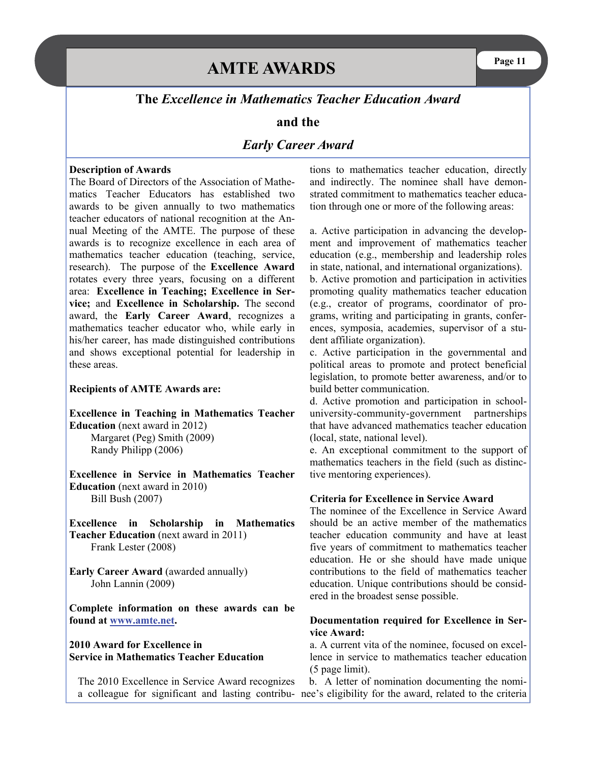# AMTE AWARDS

## The *Excellence in Mathematics Teacher Education Award*

## and the

## *Early Career Award*

**Description of Awards**

The Board of Directors of the Association of Mathematics Teacher Educators has established two awards to be given annually to two mathematics teacher educators of national recognition at the Annual Meeting of the AMTE. The purpose of these awards is to recognize excellence in each area of mathematics teacher education (teaching, service, research). The purpose of the **Excellence Award** rotates every three years, focusing on a different area: **Excellence in Teaching; Excellence in Service;** and **Excellence in Scholarship.** The second award, the **Early Career Award**, recognizes a mathematics teacher educator who, while early in his/her career, has made distinguished contributions and shows exceptional potential for leadership in these areas.

**Recipients of AMTE Awards are:**

**Excellence in Teaching in Mathematics Teacher Education** (next award in 2012)
- Margaret (Peg) Smith (2009)
- Randy Philipp (2006)

**Excellence in Service in Mathematics Teacher Education** (next award in 2010)
- Bill Bush (2007)

**Excellence in Scholarship in Mathematics Teacher Education** (next award in 2011)
- Frank Lester (2008)

**Early Career Award** (awarded annually)
- John Lannin (2009)

**Complete information on these awards can be found at www.amte.net.**

**2010 Award for Excellence in Service in Mathematics Teacher Education**

The 2010 Excellence in Service Award recognizes a colleague for significant and lasting contributions to mathematics teacher education, directly and indirectly. The nominee shall have demonstrated commitment to mathematics teacher education through one or more of the following areas:

a. Active participation in advancing the development and improvement of mathematics teacher education (e.g., membership and leadership roles in state, national, and international organizations).
b. Active promotion and participation in activities promoting quality mathematics teacher education (e.g., creator of programs, coordinator of programs, writing and participating in grants, conferences, symposia, academies, supervisor of a student affiliate organization).
c. Active participation in the governmental and political areas to promote and protect beneficial legislation, to promote better awareness, and/or to build better communication.
d. Active promotion and participation in school-university-community-government partnerships that have advanced mathematics teacher education (local, state, national level).
e. An exceptional commitment to the support of mathematics teachers in the field (such as distinctive mentoring experiences).

**Criteria for Excellence in Service Award**

The nominee of the Excellence in Service Award should be an active member of the mathematics teacher education community and have at least five years of commitment to mathematics teacher education. He or she should have made unique contributions to the field of mathematics teacher education. Unique contributions should be considered in the broadest sense possible.

**Documentation required for Excellence in Service Award:**

a. A current vita of the nominee, focused on excellence in service to mathematics teacher education (5 page limit).
b. A letter of nomination documenting the nominee's eligibility for the award, related to the criteria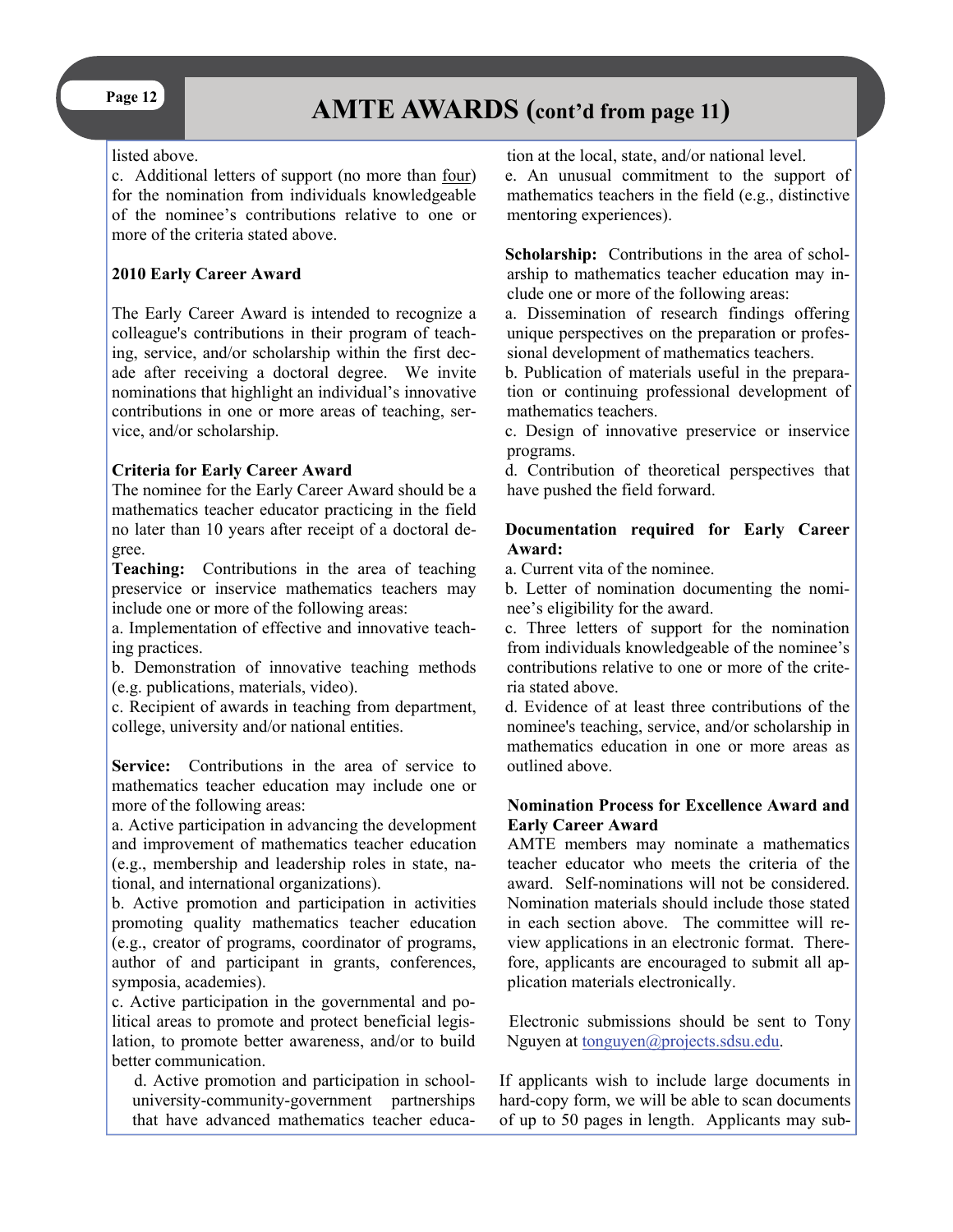## AMTE AWARDS (cont'd from page 11)

listed above.

c. Additional letters of support (no more than four) for the nomination from individuals knowledgeable of the nominee's contributions relative to one or more of the criteria stated above.

**2010 Early Career Award**

The Early Career Award is intended to recognize a colleague's contributions in their program of teaching, service, and/or scholarship within the first decade after receiving a doctoral degree. We invite nominations that highlight an individual's innovative contributions in one or more areas of teaching, service, and/or scholarship.

**Criteria for Early Career Award**

The nominee for the Early Career Award should be a mathematics teacher educator practicing in the field no later than 10 years after receipt of a doctoral degree.

**Teaching:** Contributions in the area of teaching preservice or inservice mathematics teachers may include one or more of the following areas:

a. Implementation of effective and innovative teaching practices.
b. Demonstration of innovative teaching methods (e.g. publications, materials, video).
c. Recipient of awards in teaching from department, college, university and/or national entities.

**Service:** Contributions in the area of service to mathematics teacher education may include one or more of the following areas:

a. Active participation in advancing the development and improvement of mathematics teacher education (e.g., membership and leadership roles in state, national, and international organizations).
b. Active promotion and participation in activities promoting quality mathematics teacher education (e.g., creator of programs, coordinator of programs, author of and participant in grants, conferences, symposia, academies).
c. Active participation in the governmental and political areas to promote and protect beneficial legislation, to promote better awareness, and/or to build better communication.
d. Active promotion and participation in school-university-community-government partnerships that have advanced mathematics teacher education at the local, state, and/or national level.
e. An unusual commitment to the support of mathematics teachers in the field (e.g., distinctive mentoring experiences).

**Scholarship:** Contributions in the area of scholarship to mathematics teacher education may include one or more of the following areas:

a. Dissemination of research findings offering unique perspectives on the preparation or professional development of mathematics teachers.
b. Publication of materials useful in the preparation or continuing professional development of mathematics teachers.
c. Design of innovative preservice or inservice programs.
d. Contribution of theoretical perspectives that have pushed the field forward.

**Documentation required for Early Career Award:**

a. Current vita of the nominee.
b. Letter of nomination documenting the nominee's eligibility for the award.
c. Three letters of support for the nomination from individuals knowledgeable of the nominee's contributions relative to one or more of the criteria stated above.
d. Evidence of at least three contributions of the nominee's teaching, service, and/or scholarship in mathematics education in one or more areas as outlined above.

**Nomination Process for Excellence Award and Early Career Award**

AMTE members may nominate a mathematics teacher educator who meets the criteria of the award. Self-nominations will not be considered. Nomination materials should include those stated in each section above. The committee will review applications in an electronic format. Therefore, applicants are encouraged to submit all application materials electronically.

Electronic submissions should be sent to Tony Nguyen at tonguyen@projects.sdsu.edu.

If applicants wish to include large documents in hard-copy form, we will be able to scan documents of up to 50 pages in length. Applicants may sub-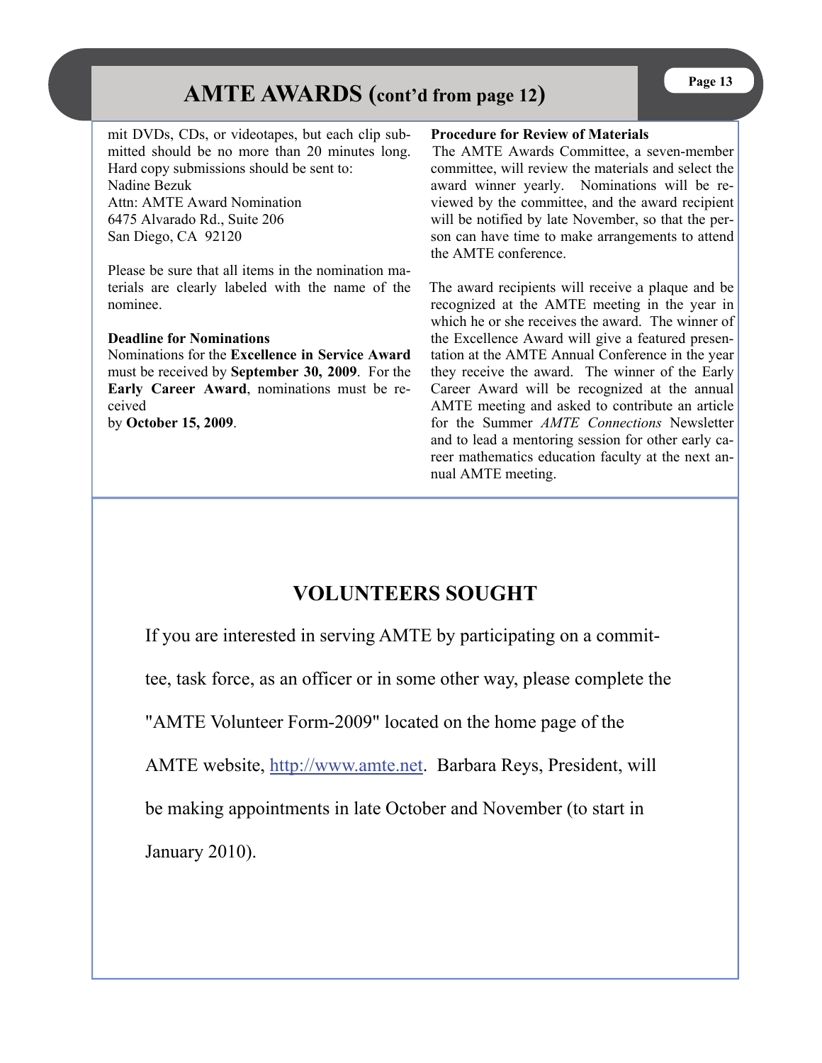## AMTE AWARDS (cont'd from page 12)

mit DVDs, CDs, or videotapes, but each clip submitted should be no more than 20 minutes long. Hard copy submissions should be sent to:
Nadine Bezuk
Attn: AMTE Award Nomination
6475 Alvarado Rd., Suite 206
San Diego, CA 92120

Please be sure that all items in the nomination materials are clearly labeled with the name of the nominee.

**Deadline for Nominations**
Nominations for the **Excellence in Service Award** must be received by **September 30, 2009**. For the **Early Career Award**, nominations must be received by **October 15, 2009**.

**Procedure for Review of Materials**
The AMTE Awards Committee, a seven-member committee, will review the materials and select the award winner yearly. Nominations will be reviewed by the committee, and the award recipient will be notified by late November, so that the person can have time to make arrangements to attend the AMTE conference.

The award recipients will receive a plaque and be recognized at the AMTE meeting in the year in which he or she receives the award. The winner of the Excellence Award will give a featured presentation at the AMTE Annual Conference in the year they receive the award. The winner of the Early Career Award will be recognized at the annual AMTE meeting and asked to contribute an article for the Summer *AMTE Connections* Newsletter and to lead a mentoring session for other early career mathematics education faculty at the next annual AMTE meeting.

## VOLUNTEERS SOUGHT

If you are interested in serving AMTE by participating on a committee, task force, as an officer or in some other way, please complete the "AMTE Volunteer Form-2009" located on the home page of the AMTE website, http://www.amte.net. Barbara Reys, President, will be making appointments in late October and November (to start in January 2010).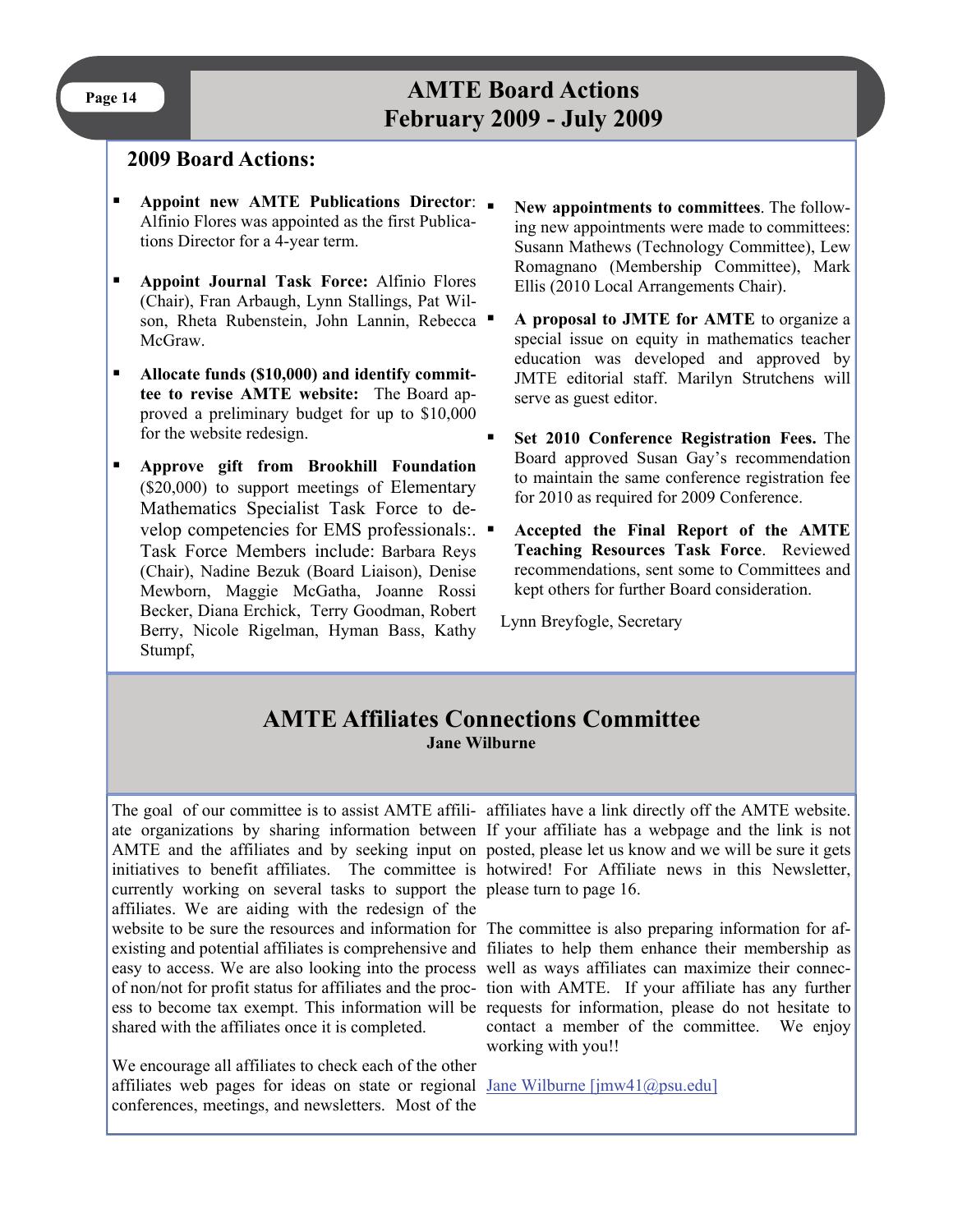# AMTE Board Actions
# February 2009 - July 2009

## 2009 Board Actions:

- **Appoint new AMTE Publications Director**: Alfinio Flores was appointed as the first Publications Director for a 4-year term.
- **Appoint Journal Task Force:** Alfinio Flores (Chair), Fran Arbaugh, Lynn Stallings, Pat Wilson, Rheta Rubenstein, John Lannin, Rebecca McGraw.
- **Allocate funds ($10,000) and identify committee to revise AMTE website:** The Board approved a preliminary budget for up to $10,000 for the website redesign.
- **Approve gift from Brookhill Foundation** ($20,000) to support meetings of Elementary Mathematics Specialist Task Force to develop competencies for EMS professionals:. Task Force Members include: Barbara Reys (Chair), Nadine Bezuk (Board Liaison), Denise Mewborn, Maggie McGatha, Joanne Rossi Becker, Diana Erchick, Terry Goodman, Robert Berry, Nicole Rigelman, Hyman Bass, Kathy Stumpf,
- **New appointments to committees**. The following new appointments were made to committees: Susann Mathews (Technology Committee), Lew Romagnano (Membership Committee), Mark Ellis (2010 Local Arrangements Chair).
- **A proposal to JMTE for AMTE** to organize a special issue on equity in mathematics teacher education was developed and approved by JMTE editorial staff. Marilyn Strutchens will serve as guest editor.
- **Set 2010 Conference Registration Fees.** The Board approved Susan Gay's recommendation to maintain the same conference registration fee for 2010 as required for 2009 Conference.
- **Accepted the Final Report of the AMTE Teaching Resources Task Force**. Reviewed recommendations, sent some to Committees and kept others for further Board consideration.

Lynn Breyfogle, Secretary

## AMTE Affiliates Connections Committee

**Jane Wilburne**

The goal of our committee is to assist AMTE affiliate organizations by sharing information between AMTE and the affiliates and by seeking input on initiatives to benefit affiliates. The committee is currently working on several tasks to support the affiliates. We are aiding with the redesign of the website to be sure the resources and information for existing and potential affiliates is comprehensive and easy to access. We are also looking into the process of non/not for profit status for affiliates and the process to become tax exempt. This information will be shared with the affiliates once it is completed.

We encourage all affiliates to check each of the other affiliates web pages for ideas on state or regional conferences, meetings, and newsletters. Most of the affiliates have a link directly off the AMTE website. If your affiliate has a webpage and the link is not posted, please let us know and we will be sure it gets hotwired! For Affiliate news in this Newsletter, please turn to page 16.

The committee is also preparing information for affiliates to help them enhance their membership as well as ways affiliates can maximize their connection with AMTE. If your affiliate has any further requests for information, please do not hesitate to contact a member of the committee. We enjoy working with you!!

Jane Wilburne [jmw41@psu.edu]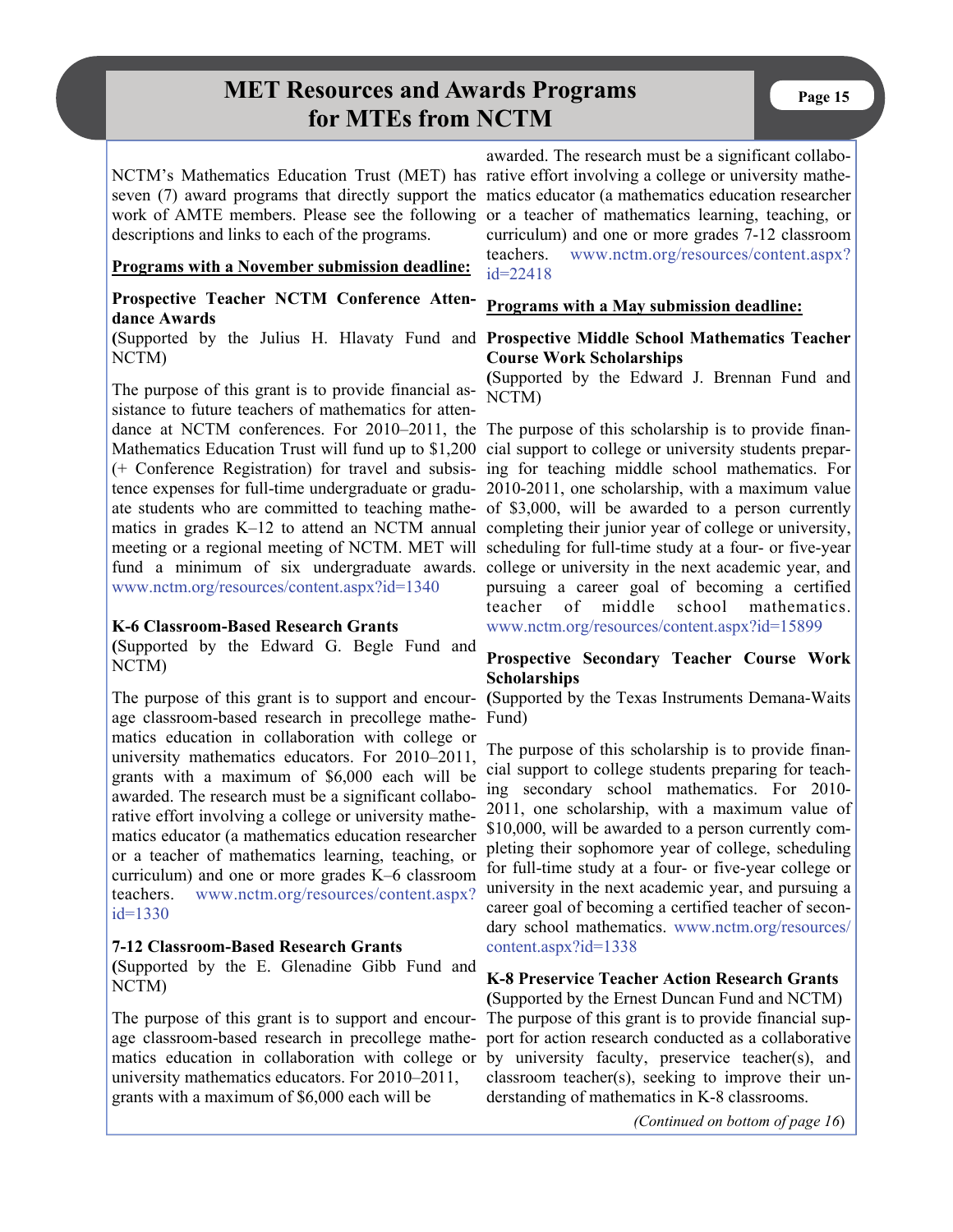# MET Resources and Awards Programs for MTEs from NCTM

NCTM's Mathematics Education Trust (MET) has seven (7) award programs that directly support the work of AMTE members. Please see the following descriptions and links to each of the programs.

**Programs with a November submission deadline:**

**Prospective Teacher NCTM Conference Attendance Awards**
(Supported by the Julius H. Hlavaty Fund and NCTM)

The purpose of this grant is to provide financial assistance to future teachers of mathematics for attendance at NCTM conferences. For 2010–2011, the Mathematics Education Trust will fund up to $1,200 (+ Conference Registration) for travel and subsistence expenses for full-time undergraduate or graduate students who are committed to teaching mathematics in grades K–12 to attend an NCTM annual meeting or a regional meeting of NCTM. MET will fund a minimum of six undergraduate awards. www.nctm.org/resources/content.aspx?id=1340

**K-6 Classroom-Based Research Grants**
(Supported by the Edward G. Begle Fund and NCTM)

The purpose of this grant is to support and encourage classroom-based research in precollege mathematics education in collaboration with college or university mathematics educators. For 2010–2011, grants with a maximum of $6,000 each will be awarded. The research must be a significant collaborative effort involving a college or university mathematics educator (a mathematics education researcher or a teacher of mathematics learning, teaching, or curriculum) and one or more grades K–6 classroom teachers. www.nctm.org/resources/content.aspx?id=1330

**7-12 Classroom-Based Research Grants**
(Supported by the E. Glenadine Gibb Fund and NCTM)

The purpose of this grant is to support and encourage classroom-based research in precollege mathematics education in collaboration with college or university mathematics educators. For 2010–2011, grants with a maximum of $6,000 each will be awarded. The research must be a significant collaborative effort involving a college or university mathematics educator (a mathematics education researcher or a teacher of mathematics learning, teaching, or curriculum) and one or more grades 7-12 classroom teachers. www.nctm.org/resources/content.aspx?id=22418

**Programs with a May submission deadline:**

**Prospective Middle School Mathematics Teacher Course Work Scholarships**
(Supported by the Edward J. Brennan Fund and NCTM)

The purpose of this scholarship is to provide financial support to college or university students preparing for teaching middle school mathematics. For 2010-2011, one scholarship, with a maximum value of $3,000, will be awarded to a person currently completing their junior year of college or university, scheduling for full-time study at a four- or five-year college or university in the next academic year, and pursuing a career goal of becoming a certified teacher of middle school mathematics. www.nctm.org/resources/content.aspx?id=15899

**Prospective Secondary Teacher Course Work Scholarships**
(Supported by the Texas Instruments Demana-Waits Fund)

The purpose of this scholarship is to provide financial support to college students preparing for teaching secondary school mathematics. For 2010-2011, one scholarship, with a maximum value of $10,000, will be awarded to a person currently completing their sophomore year of college, scheduling for full-time study at a four- or five-year college or university in the next academic year, and pursuing a career goal of becoming a certified teacher of secondary school mathematics. www.nctm.org/resources/content.aspx?id=1338

**K-8 Preservice Teacher Action Research Grants**
(Supported by the Ernest Duncan Fund and NCTM)
The purpose of this grant is to provide financial support for action research conducted as a collaborative by university faculty, preservice teacher(s), and classroom teacher(s), seeking to improve their understanding of mathematics in K-8 classrooms.

*(Continued on bottom of page 16)*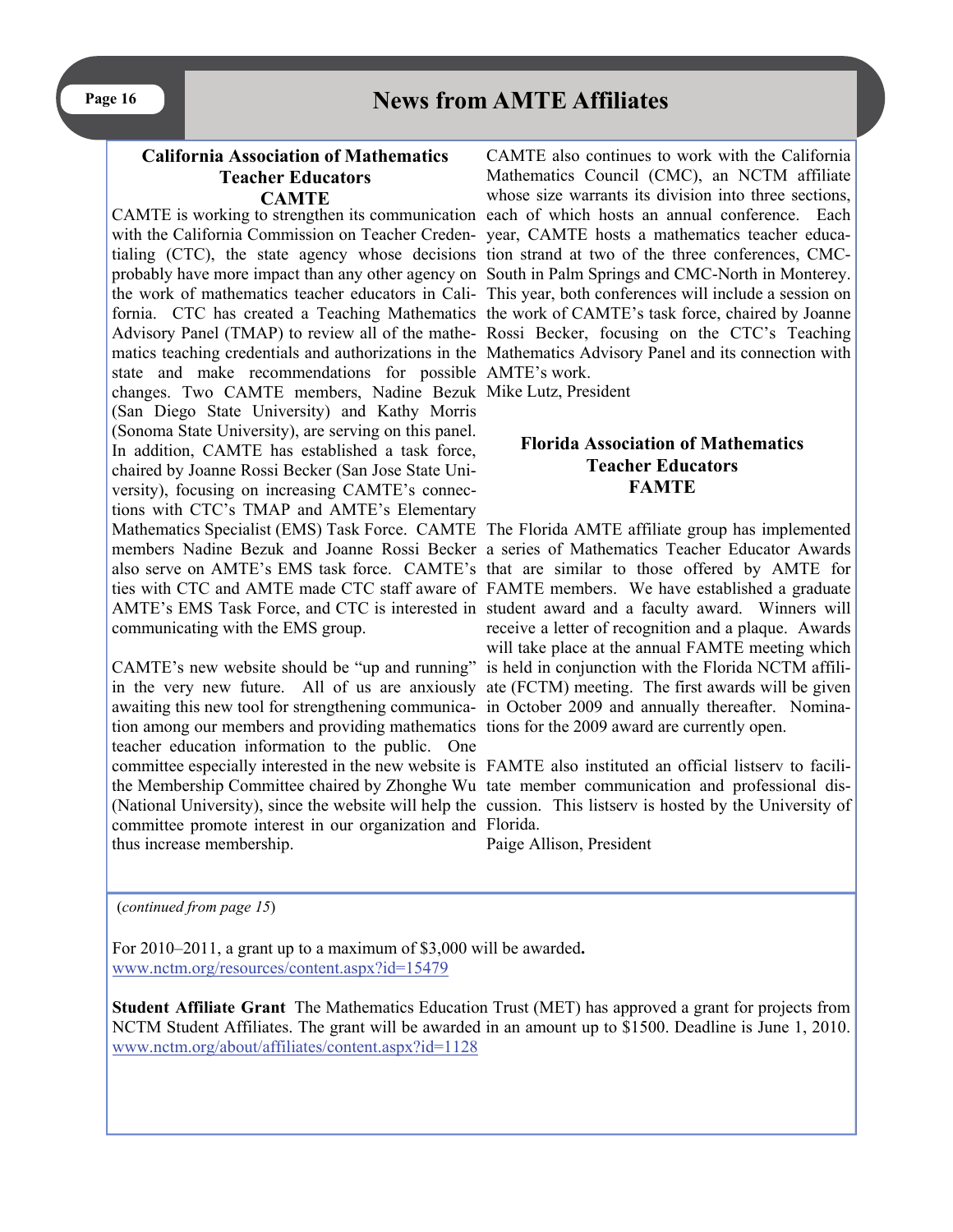# News from AMTE Affiliates

## California Association of Mathematics Teacher Educators CAMTE

CAMTE is working to strengthen its communication with the California Commission on Teacher Credentialing (CTC), the state agency whose decisions probably have more impact than any other agency on the work of mathematics teacher educators in California. CTC has created a Teaching Mathematics Advisory Panel (TMAP) to review all of the mathematics teaching credentials and authorizations in the state and make recommendations for possible changes. Two CAMTE members, Nadine Bezuk (San Diego State University) and Kathy Morris (Sonoma State University), are serving on this panel. In addition, CAMTE has established a task force, chaired by Joanne Rossi Becker (San Jose State University), focusing on increasing CAMTE's connections with CTC's TMAP and AMTE's Elementary Mathematics Specialist (EMS) Task Force. CAMTE members Nadine Bezuk and Joanne Rossi Becker also serve on AMTE's EMS task force. CAMTE's ties with CTC and AMTE made CTC staff aware of AMTE's EMS Task Force, and CTC is interested in communicating with the EMS group.

CAMTE's new website should be "up and running" in the very new future. All of us are anxiously awaiting this new tool for strengthening communication among our members and providing mathematics teacher education information to the public. One committee especially interested in the new website is the Membership Committee chaired by Zhonghe Wu (National University), since the website will help the committee promote interest in our organization and thus increase membership.

CAMTE also continues to work with the California Mathematics Council (CMC), an NCTM affiliate whose size warrants its division into three sections, each of which hosts an annual conference. Each year, CAMTE hosts a mathematics teacher education strand at two of the three conferences, CMC-South in Palm Springs and CMC-North in Monterey. This year, both conferences will include a session on the work of CAMTE's task force, chaired by Joanne Rossi Becker, focusing on the CTC's Teaching Mathematics Advisory Panel and its connection with AMTE's work.

Mike Lutz, President

## Florida Association of Mathematics Teacher Educators FAMTE

The Florida AMTE affiliate group has implemented a series of Mathematics Teacher Educator Awards that are similar to those offered by AMTE for FAMTE members. We have established a graduate student award and a faculty award. Winners will receive a letter of recognition and a plaque. Awards will take place at the annual FAMTE meeting which is held in conjunction with the Florida NCTM affiliate (FCTM) meeting. The first awards will be given in October 2009 and annually thereafter. Nominations for the 2009 award are currently open.

FAMTE also instituted an official listserv to facilitate member communication and professional discussion. This listserv is hosted by the University of Florida.

Paige Allison, President

---

(*continued from page 15*)

For 2010–2011, a grant up to a maximum of $3,000 will be awarded**.**
www.nctm.org/resources/content.aspx?id=15479

**Student Affiliate Grant** The Mathematics Education Trust (MET) has approved a grant for projects from NCTM Student Affiliates. The grant will be awarded in an amount up to $1500. Deadline is June 1, 2010.
www.nctm.org/about/affiliates/content.aspx?id=1128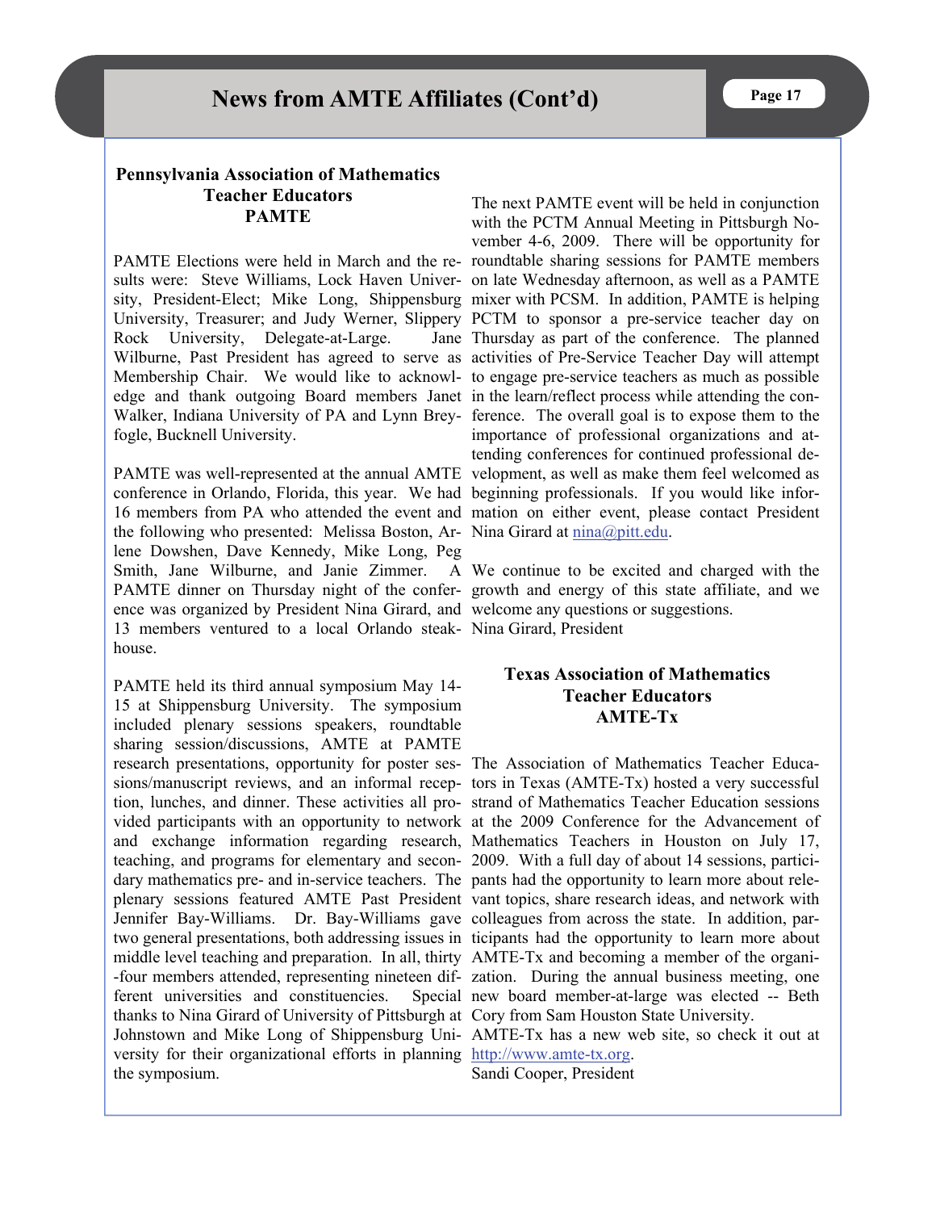## Pennsylvania Association of Mathematics Teacher Educators PAMTE

PAMTE Elections were held in March and the results were: Steve Williams, Lock Haven University, President-Elect; Mike Long, Shippensburg University, Treasurer; and Judy Werner, Slippery Rock University, Delegate-at-Large. Jane Wilburne, Past President has agreed to serve as Membership Chair. We would like to acknowledge and thank outgoing Board members Janet Walker, Indiana University of PA and Lynn Breyfogle, Bucknell University.

PAMTE was well-represented at the annual AMTE conference in Orlando, Florida, this year. We had 16 members from PA who attended the event and the following who presented: Melissa Boston, Arlene Dowshen, Dave Kennedy, Mike Long, Peg Smith, Jane Wilburne, and Janie Zimmer. A PAMTE dinner on Thursday night of the conference was organized by President Nina Girard, and 13 members ventured to a local Orlando steakhouse.

PAMTE held its third annual symposium May 14-15 at Shippensburg University. The symposium included plenary sessions speakers, roundtable sharing session/discussions, AMTE at PAMTE research presentations, opportunity for poster sessions/manuscript reviews, and an informal reception, lunches, and dinner. These activities all provided participants with an opportunity to network and exchange information regarding research, teaching, and programs for elementary and secondary mathematics pre- and in-service teachers. The plenary sessions featured AMTE Past President Jennifer Bay-Williams. Dr. Bay-Williams gave two general presentations, both addressing issues in middle level teaching and preparation. In all, thirty-four members attended, representing nineteen different universities and constituencies. Special thanks to Nina Girard of University of Pittsburgh at Johnstown and Mike Long of Shippensburg University for their organizational efforts in planning the symposium.

The next PAMTE event will be held in conjunction with the PCTM Annual Meeting in Pittsburgh November 4-6, 2009. There will be opportunity for roundtable sharing sessions for PAMTE members on late Wednesday afternoon, as well as a PAMTE mixer with PCSM. In addition, PAMTE is helping PCTM to sponsor a pre-service teacher day on Thursday as part of the conference. The planned activities of Pre-Service Teacher Day will attempt to engage pre-service teachers as much as possible in the learn/reflect process while attending the conference. The overall goal is to expose them to the importance of professional organizations and attending conferences for continued professional development, as well as make them feel welcomed as beginning professionals. If you would like information on either event, please contact President Nina Girard at nina@pitt.edu.

We continue to be excited and charged with the growth and energy of this state affiliate, and we welcome any questions or suggestions.
Nina Girard, President

## Texas Association of Mathematics Teacher Educators AMTE-Tx

The Association of Mathematics Teacher Educators in Texas (AMTE-Tx) hosted a very successful strand of Mathematics Teacher Education sessions at the 2009 Conference for the Advancement of Mathematics Teachers in Houston on July 17, 2009. With a full day of about 14 sessions, participants had the opportunity to learn more about relevant topics, share research ideas, and network with colleagues from across the state. In addition, participants had the opportunity to learn more about AMTE-Tx and becoming a member of the organization. During the annual business meeting, one new board member-at-large was elected -- Beth Cory from Sam Houston State University.
AMTE-Tx has a new web site, so check it out at http://www.amte-tx.org.
Sandi Cooper, President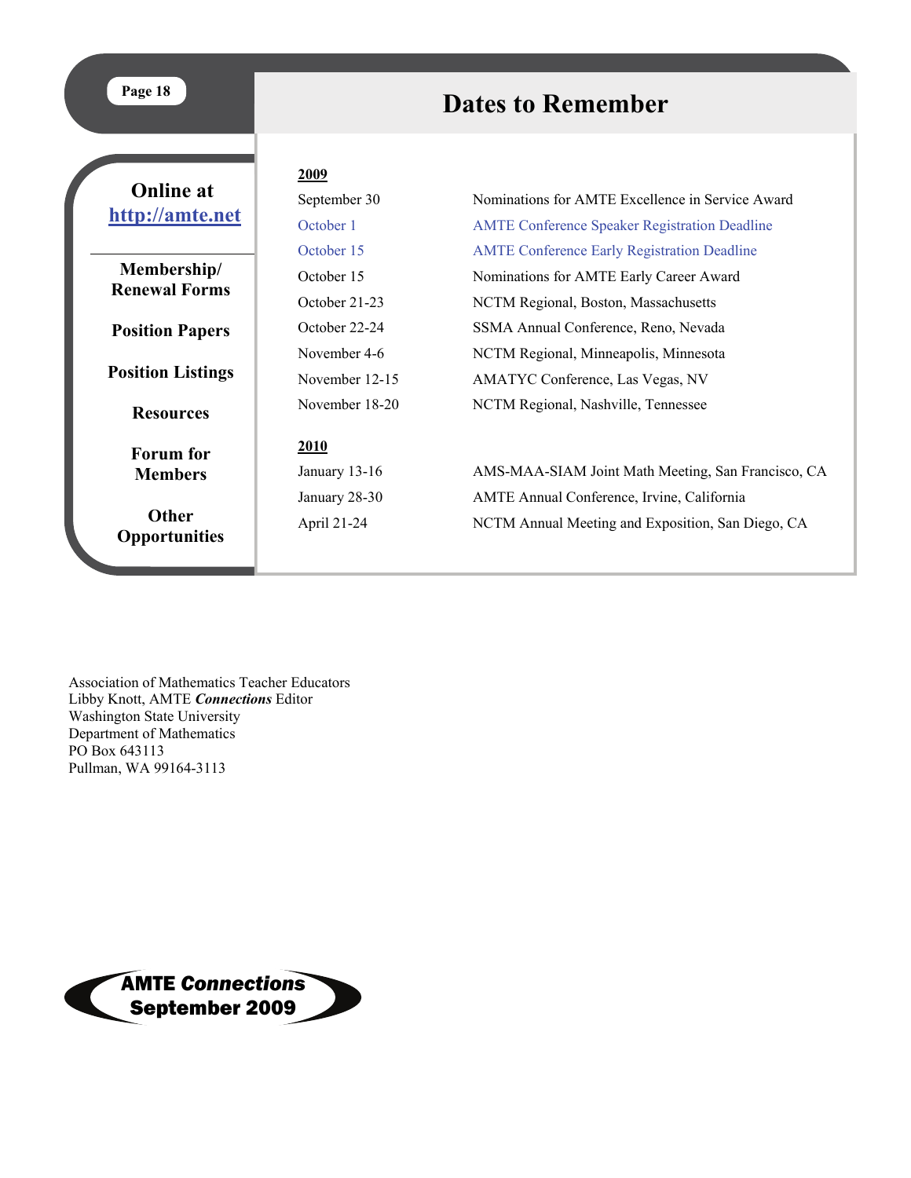# Dates to Remember

**Online at http://amte.net**

**Membership/ Renewal Forms**

**Position Papers**

**Position Listings**

**Resources**

**Forum for Members**

**Other Opportunities**

**2009**

| | |
|---|---|
| September 30 | Nominations for AMTE Excellence in Service Award |
| October 1 | AMTE Conference Speaker Registration Deadline |
| October 15 | AMTE Conference Early Registration Deadline |
| October 15 | Nominations for AMTE Early Career Award |
| October 21-23 | NCTM Regional, Boston, Massachusetts |
| October 22-24 | SSMA Annual Conference, Reno, Nevada |
| November 4-6 | NCTM Regional, Minneapolis, Minnesota |
| November 12-15 | AMATYC Conference, Las Vegas, NV |
| November 18-20 | NCTM Regional, Nashville, Tennessee |

**2010**

| | |
|---|---|
| January 13-16 | AMS-MAA-SIAM Joint Math Meeting, San Francisco, CA |
| January 28-30 | AMTE Annual Conference, Irvine, California |
| April 21-24 | NCTM Annual Meeting and Exposition, San Diego, CA |

Association of Mathematics Teacher Educators  
Libby Knott, AMTE ***Connections*** Editor  
Washington State University  
Department of Mathematics  
PO Box 643113  
Pullman, WA 99164-3113

**AMTE *Connections***  
**September 2009**